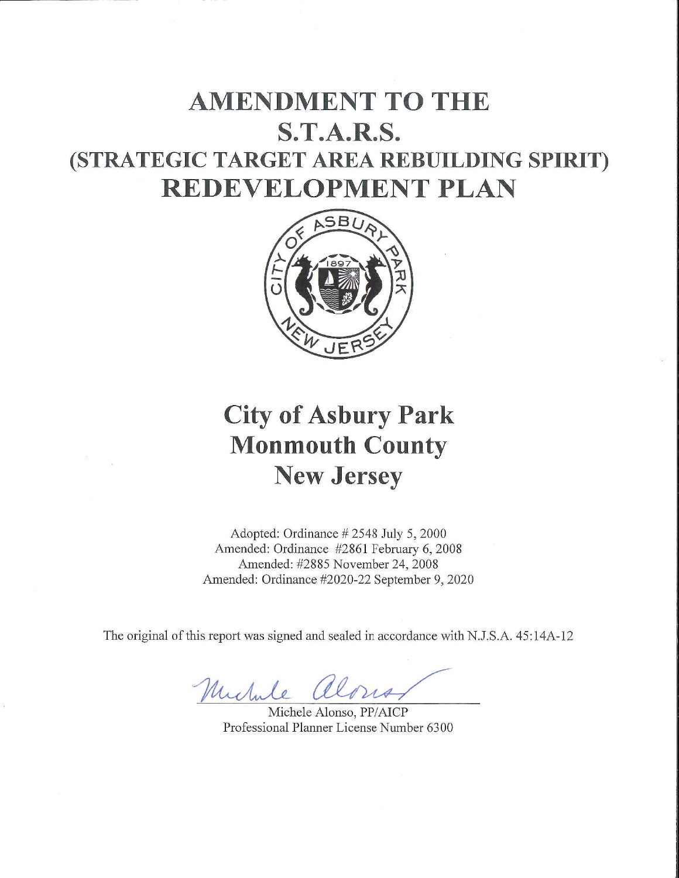# AMENDMENT TO THE S.T.A.R.S. (STRATEGIC TARGET AREA REBUILDING SPIRIT) REDEVELOPMENT PLAN

# City of Asbury Park
# Monmouth County
# New Jersey

Adopted: Ordinance # 2548 July 5, 2000
Amended: Ordinance #2861 February 6, 2008
Amended: #2885 November 24, 2008
Amended: Ordinance #2020-22 September 9, 2020

The original of this report was signed and sealed in accordance with N.J.S.A. 45:14A-12

Michele Alonso, PP/AICP
Professional Planner License Number 6300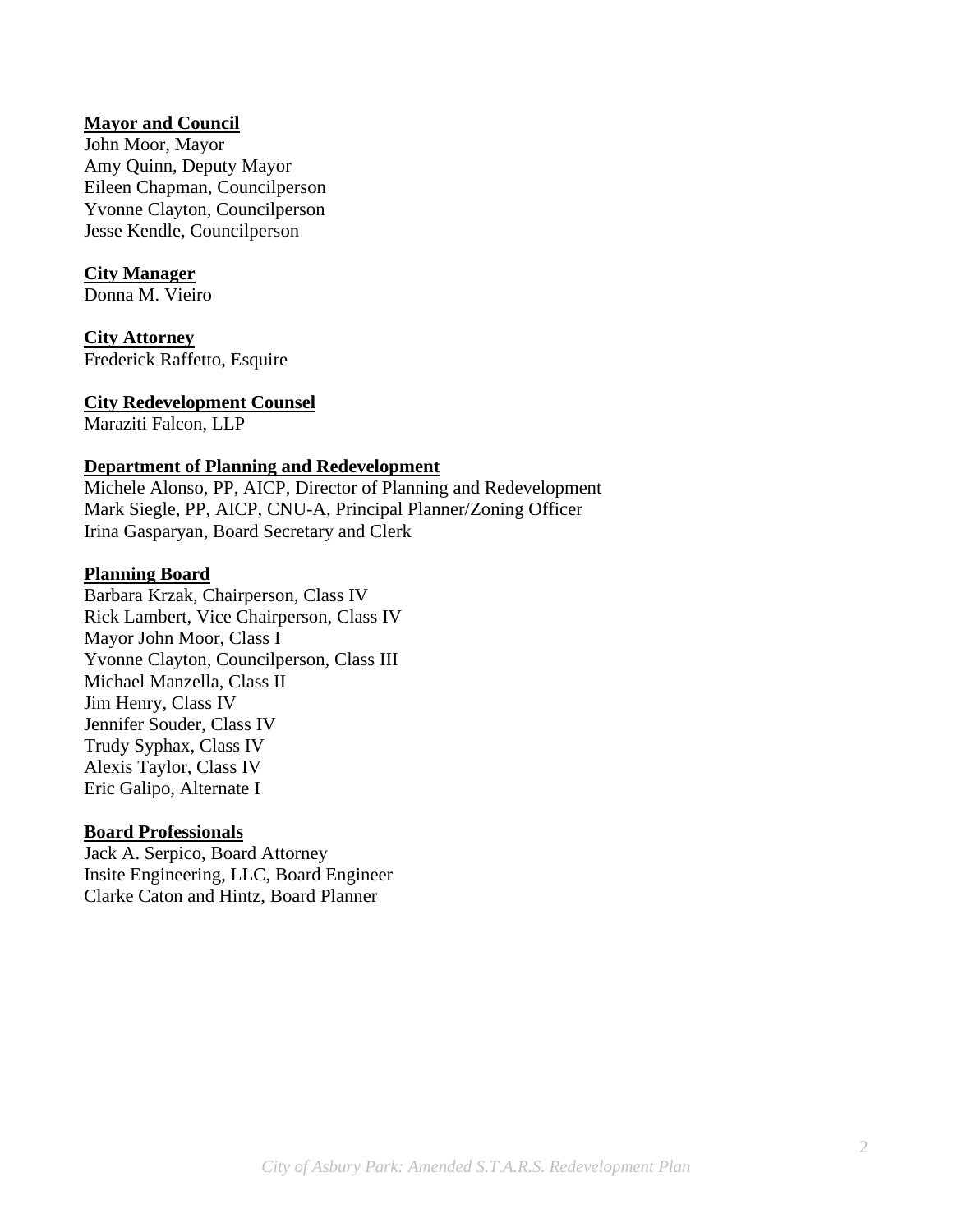**Mayor and Council**
John Moor, Mayor
Amy Quinn, Deputy Mayor
Eileen Chapman, Councilperson
Yvonne Clayton, Councilperson
Jesse Kendle, Councilperson

**City Manager**
Donna M. Vieiro

**City Attorney**
Frederick Raffetto, Esquire

**City Redevelopment Counsel**
Maraziti Falcon, LLP

**Department of Planning and Redevelopment**
Michele Alonso, PP, AICP, Director of Planning and Redevelopment
Mark Siegle, PP, AICP, CNU-A, Principal Planner/Zoning Officer
Irina Gasparyan, Board Secretary and Clerk

**Planning Board**
Barbara Krzak, Chairperson, Class IV
Rick Lambert, Vice Chairperson, Class IV
Mayor John Moor, Class I
Yvonne Clayton, Councilperson, Class III
Michael Manzella, Class II
Jim Henry, Class IV
Jennifer Souder, Class IV
Trudy Syphax, Class IV
Alexis Taylor, Class IV
Eric Galipo, Alternate I

**Board Professionals**
Jack A. Serpico, Board Attorney
Insite Engineering, LLC, Board Engineer
Clarke Caton and Hintz, Board Planner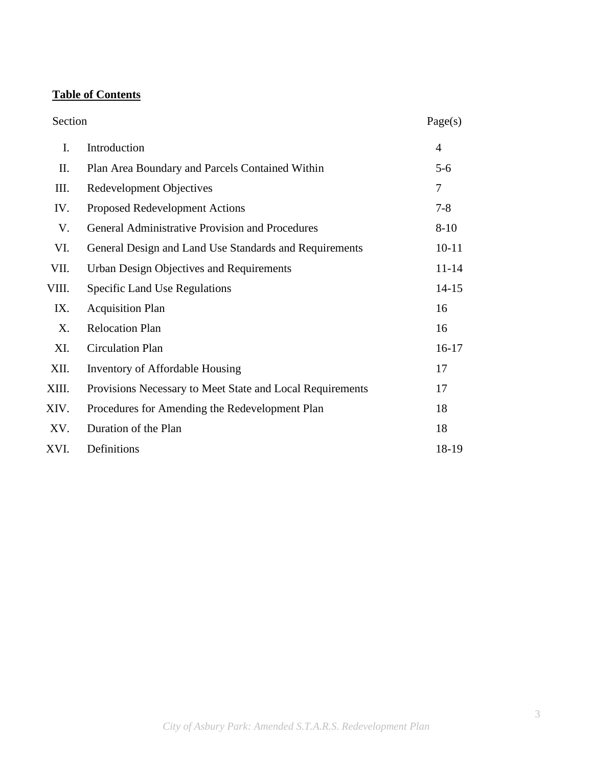**Table of Contents**

| Section | | Page(s) |
|---|---|---|
| I. | Introduction | 4 |
| II. | Plan Area Boundary and Parcels Contained Within | 5-6 |
| III. | Redevelopment Objectives | 7 |
| IV. | Proposed Redevelopment Actions | 7-8 |
| V. | General Administrative Provision and Procedures | 8-10 |
| VI. | General Design and Land Use Standards and Requirements | 10-11 |
| VII. | Urban Design Objectives and Requirements | 11-14 |
| VIII. | Specific Land Use Regulations | 14-15 |
| IX. | Acquisition Plan | 16 |
| X. | Relocation Plan | 16 |
| XI. | Circulation Plan | 16-17 |
| XII. | Inventory of Affordable Housing | 17 |
| XIII. | Provisions Necessary to Meet State and Local Requirements | 17 |
| XIV. | Procedures for Amending the Redevelopment Plan | 18 |
| XV. | Duration of the Plan | 18 |
| XVI. | Definitions | 18-19 |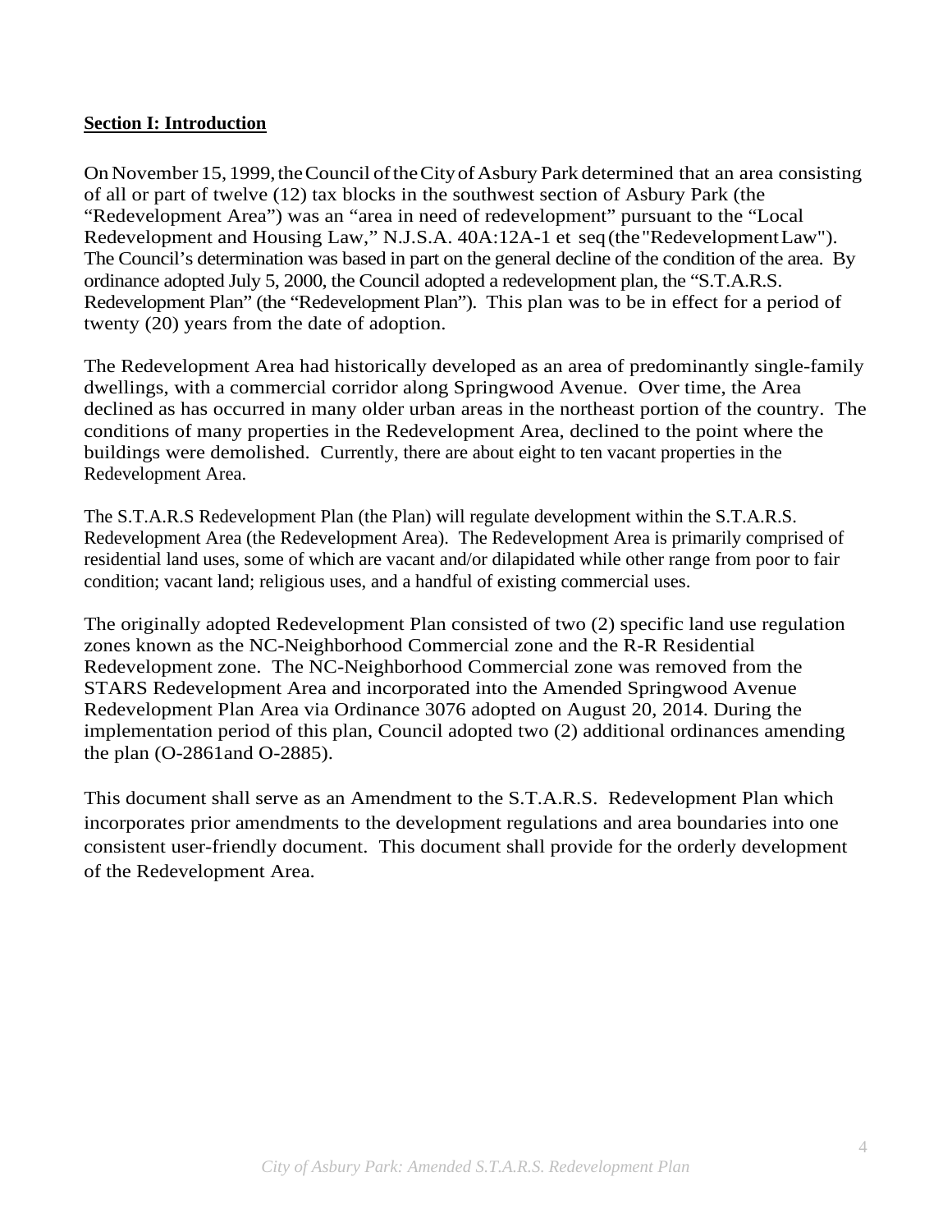**Section I: Introduction**

On November 15, 1999, the Council of the City of Asbury Park determined that an area consisting of all or part of twelve (12) tax blocks in the southwest section of Asbury Park (the "Redevelopment Area") was an "area in need of redevelopment" pursuant to the "Local Redevelopment and Housing Law," N.J.S.A. 40A:12A-1 et seq (the "Redevelopment Law"). The Council's determination was based in part on the general decline of the condition of the area. By ordinance adopted July 5, 2000, the Council adopted a redevelopment plan, the "S.T.A.R.S. Redevelopment Plan" (the "Redevelopment Plan"). This plan was to be in effect for a period of twenty (20) years from the date of adoption.

The Redevelopment Area had historically developed as an area of predominantly single-family dwellings, with a commercial corridor along Springwood Avenue. Over time, the Area declined as has occurred in many older urban areas in the northeast portion of the country. The conditions of many properties in the Redevelopment Area, declined to the point where the buildings were demolished. Currently, there are about eight to ten vacant properties in the Redevelopment Area.

The S.T.A.R.S Redevelopment Plan (the Plan) will regulate development within the S.T.A.R.S. Redevelopment Area (the Redevelopment Area). The Redevelopment Area is primarily comprised of residential land uses, some of which are vacant and/or dilapidated while other range from poor to fair condition; vacant land; religious uses, and a handful of existing commercial uses.

The originally adopted Redevelopment Plan consisted of two (2) specific land use regulation zones known as the NC-Neighborhood Commercial zone and the R-R Residential Redevelopment zone. The NC-Neighborhood Commercial zone was removed from the STARS Redevelopment Area and incorporated into the Amended Springwood Avenue Redevelopment Plan Area via Ordinance 3076 adopted on August 20, 2014. During the implementation period of this plan, Council adopted two (2) additional ordinances amending the plan (O-2861and O-2885).

This document shall serve as an Amendment to the S.T.A.R.S. Redevelopment Plan which incorporates prior amendments to the development regulations and area boundaries into one consistent user-friendly document. This document shall provide for the orderly development of the Redevelopment Area.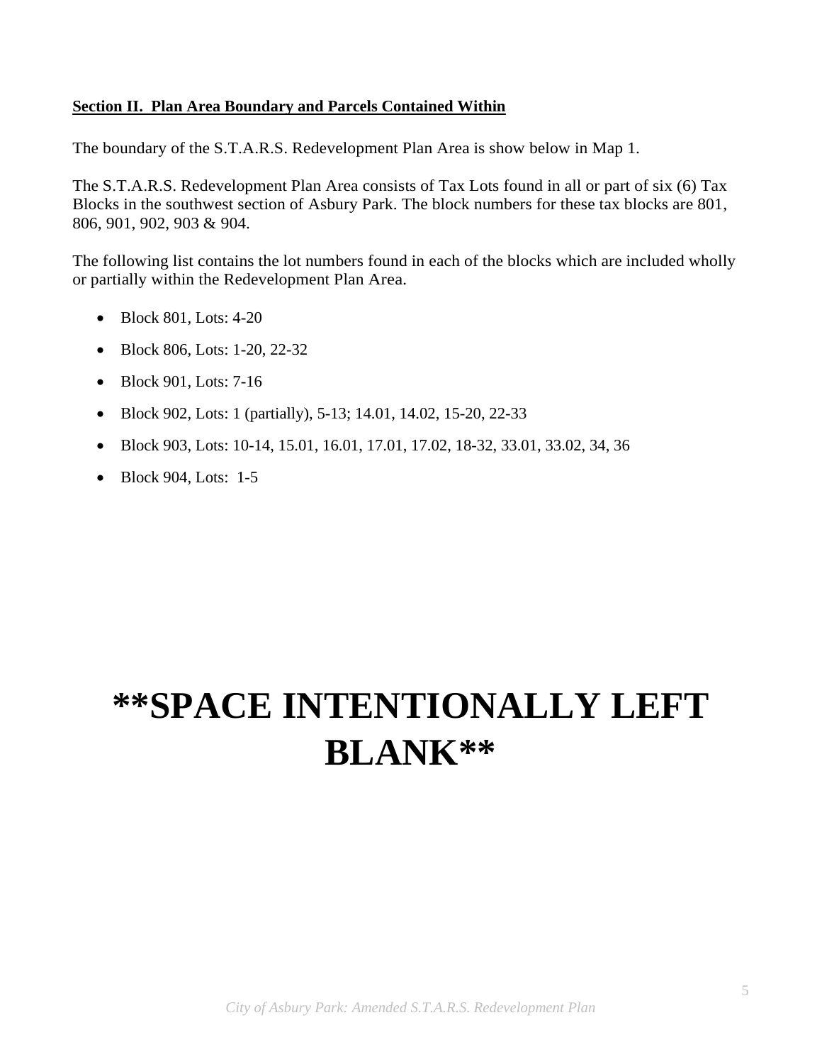**Section II. Plan Area Boundary and Parcels Contained Within**

The boundary of the S.T.A.R.S. Redevelopment Plan Area is show below in Map 1.

The S.T.A.R.S. Redevelopment Plan Area consists of Tax Lots found in all or part of six (6) Tax Blocks in the southwest section of Asbury Park. The block numbers for these tax blocks are 801, 806, 901, 902, 903 & 904.

The following list contains the lot numbers found in each of the blocks which are included wholly or partially within the Redevelopment Plan Area.

- Block 801, Lots: 4-20
- Block 806, Lots: 1-20, 22-32
- Block 901, Lots: 7-16
- Block 902, Lots: 1 (partially), 5-13; 14.01, 14.02, 15-20, 22-33
- Block 903, Lots: 10-14, 15.01, 16.01, 17.01, 17.02, 18-32, 33.01, 33.02, 34, 36
- Block 904, Lots: 1-5

**\*\*SPACE INTENTIONALLY LEFT BLANK\*\***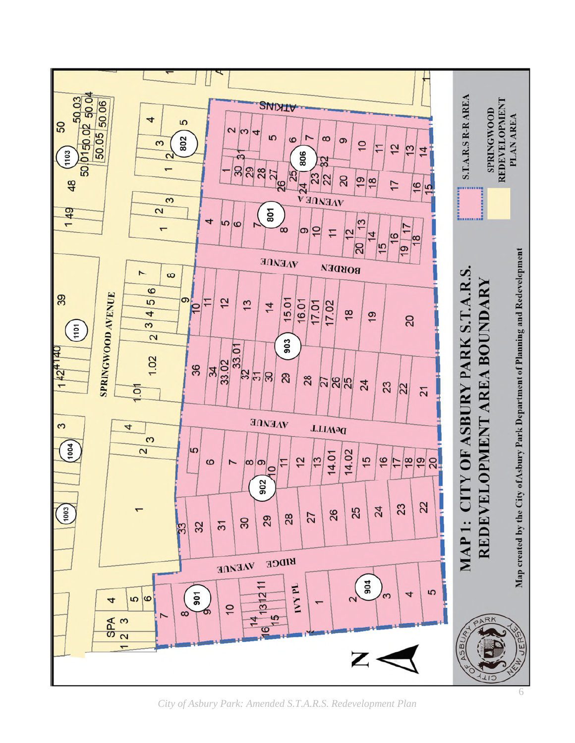# MAP 1: CITY OF ASBURY PARK S.T.A.R.S. REDEVELOPMENT AREA BOUNDARY

Map created by the City of Asbury Park Department of Planning and Redevelopment

S.T.A.R.S R-R AREA

SPRINGWOOD REDEVELOPMENT PLAN AREA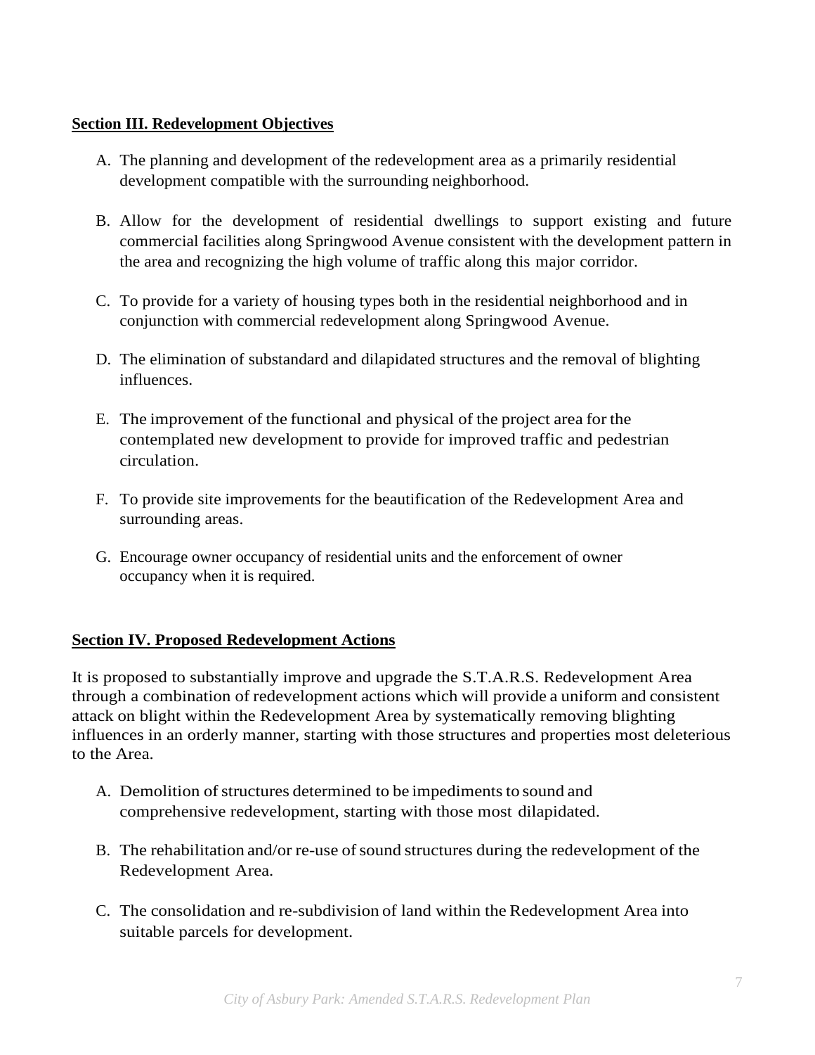**Section III. Redevelopment Objectives**

A. The planning and development of the redevelopment area as a primarily residential development compatible with the surrounding neighborhood.

B. Allow for the development of residential dwellings to support existing and future commercial facilities along Springwood Avenue consistent with the development pattern in the area and recognizing the high volume of traffic along this major corridor.

C. To provide for a variety of housing types both in the residential neighborhood and in conjunction with commercial redevelopment along Springwood Avenue.

D. The elimination of substandard and dilapidated structures and the removal of blighting influences.

E. The improvement of the functional and physical of the project area for the contemplated new development to provide for improved traffic and pedestrian circulation.

F. To provide site improvements for the beautification of the Redevelopment Area and surrounding areas.

G. Encourage owner occupancy of residential units and the enforcement of owner occupancy when it is required.

**Section IV. Proposed Redevelopment Actions**

It is proposed to substantially improve and upgrade the S.T.A.R.S. Redevelopment Area through a combination of redevelopment actions which will provide a uniform and consistent attack on blight within the Redevelopment Area by systematically removing blighting influences in an orderly manner, starting with those structures and properties most deleterious to the Area.

A. Demolition of structures determined to be impediments to sound and comprehensive redevelopment, starting with those most dilapidated.

B. The rehabilitation and/or re-use of sound structures during the redevelopment of the Redevelopment Area.

C. The consolidation and re-subdivision of land within the Redevelopment Area into suitable parcels for development.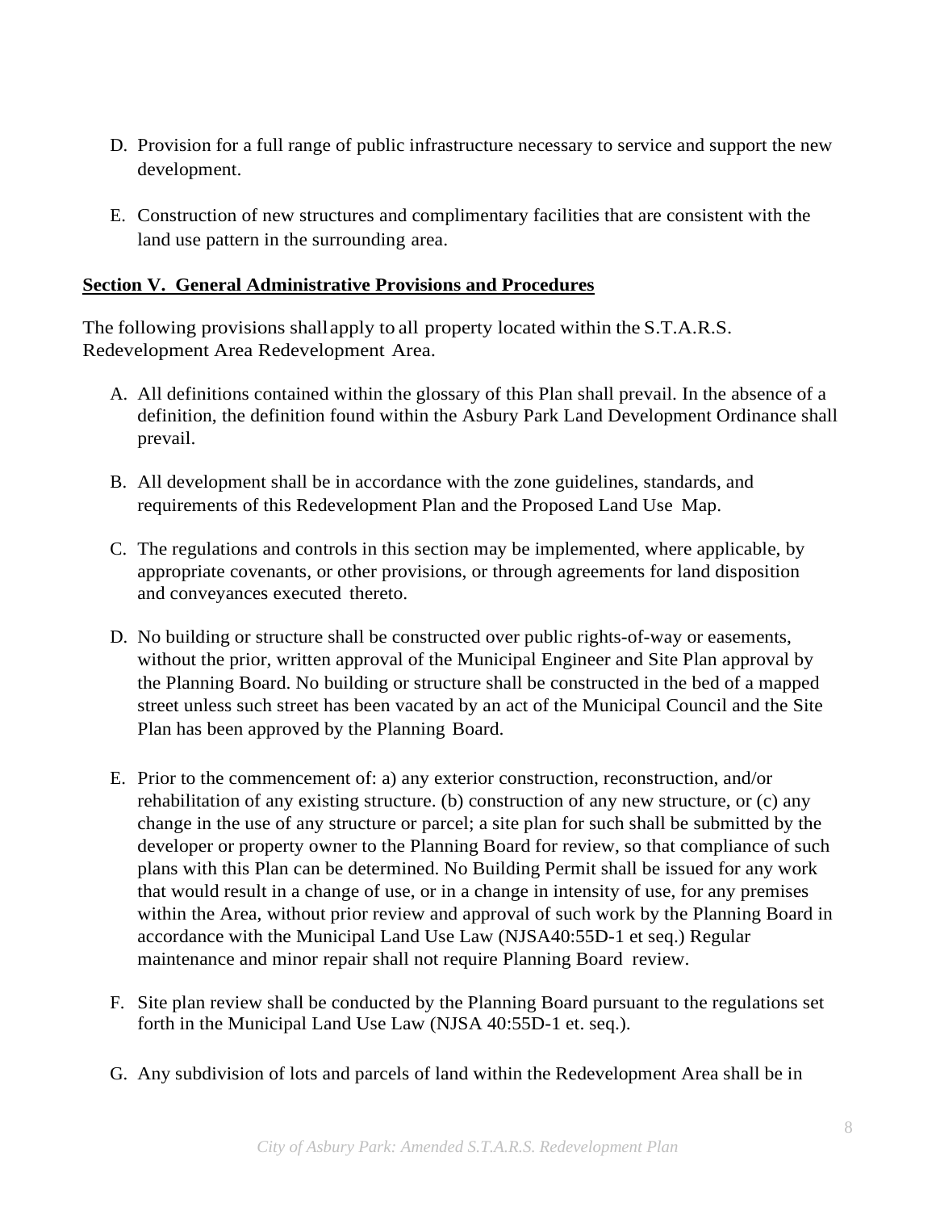D. Provision for a full range of public infrastructure necessary to service and support the new development.

E. Construction of new structures and complimentary facilities that are consistent with the land use pattern in the surrounding area.

**Section V. General Administrative Provisions and Procedures**

The following provisions shall apply to all property located within the S.T.A.R.S. Redevelopment Area Redevelopment Area.

A. All definitions contained within the glossary of this Plan shall prevail. In the absence of a definition, the definition found within the Asbury Park Land Development Ordinance shall prevail.

B. All development shall be in accordance with the zone guidelines, standards, and requirements of this Redevelopment Plan and the Proposed Land Use Map.

C. The regulations and controls in this section may be implemented, where applicable, by appropriate covenants, or other provisions, or through agreements for land disposition and conveyances executed thereto.

D. No building or structure shall be constructed over public rights-of-way or easements, without the prior, written approval of the Municipal Engineer and Site Plan approval by the Planning Board. No building or structure shall be constructed in the bed of a mapped street unless such street has been vacated by an act of the Municipal Council and the Site Plan has been approved by the Planning Board.

E. Prior to the commencement of: a) any exterior construction, reconstruction, and/or rehabilitation of any existing structure. (b) construction of any new structure, or (c) any change in the use of any structure or parcel; a site plan for such shall be submitted by the developer or property owner to the Planning Board for review, so that compliance of such plans with this Plan can be determined. No Building Permit shall be issued for any work that would result in a change of use, or in a change in intensity of use, for any premises within the Area, without prior review and approval of such work by the Planning Board in accordance with the Municipal Land Use Law (NJSA40:55D-1 et seq.) Regular maintenance and minor repair shall not require Planning Board review.

F. Site plan review shall be conducted by the Planning Board pursuant to the regulations set forth in the Municipal Land Use Law (NJSA 40:55D-1 et. seq.).

G. Any subdivision of lots and parcels of land within the Redevelopment Area shall be in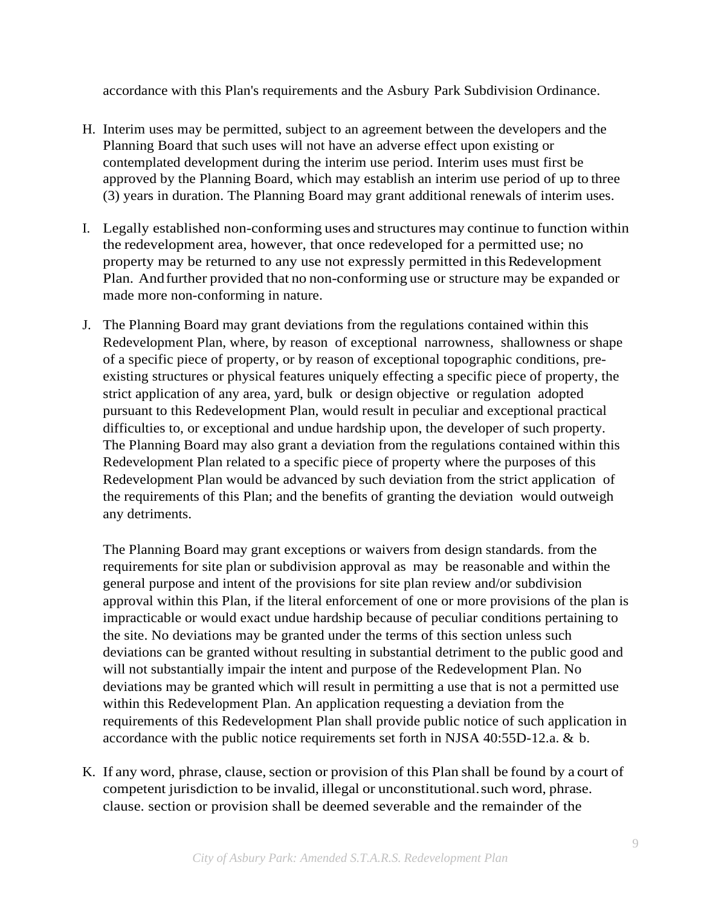accordance with this Plan's requirements and the Asbury Park Subdivision Ordinance.

H. Interim uses may be permitted, subject to an agreement between the developers and the Planning Board that such uses will not have an adverse effect upon existing or contemplated development during the interim use period. Interim uses must first be approved by the Planning Board, which may establish an interim use period of up to three (3) years in duration. The Planning Board may grant additional renewals of interim uses.

I. Legally established non-conforming uses and structures may continue to function within the redevelopment area, however, that once redeveloped for a permitted use; no property may be returned to any use not expressly permitted in this Redevelopment Plan. And further provided that no non-conforming use or structure may be expanded or made more non-conforming in nature.

J. The Planning Board may grant deviations from the regulations contained within this Redevelopment Plan, where, by reason of exceptional narrowness, shallowness or shape of a specific piece of property, or by reason of exceptional topographic conditions, pre-existing structures or physical features uniquely effecting a specific piece of property, the strict application of any area, yard, bulk or design objective or regulation adopted pursuant to this Redevelopment Plan, would result in peculiar and exceptional practical difficulties to, or exceptional and undue hardship upon, the developer of such property. The Planning Board may also grant a deviation from the regulations contained within this Redevelopment Plan related to a specific piece of property where the purposes of this Redevelopment Plan would be advanced by such deviation from the strict application of the requirements of this Plan; and the benefits of granting the deviation would outweigh any detriments.

   The Planning Board may grant exceptions or waivers from design standards. from the requirements for site plan or subdivision approval as may be reasonable and within the general purpose and intent of the provisions for site plan review and/or subdivision approval within this Plan, if the literal enforcement of one or more provisions of the plan is impracticable or would exact undue hardship because of peculiar conditions pertaining to the site. No deviations may be granted under the terms of this section unless such deviations can be granted without resulting in substantial detriment to the public good and will not substantially impair the intent and purpose of the Redevelopment Plan. No deviations may be granted which will result in permitting a use that is not a permitted use within this Redevelopment Plan. An application requesting a deviation from the requirements of this Redevelopment Plan shall provide public notice of such application in accordance with the public notice requirements set forth in NJSA 40:55D-12.a. & b.

K. If any word, phrase, clause, section or provision of this Plan shall be found by a court of competent jurisdiction to be invalid, illegal or unconstitutional. such word, phrase. clause. section or provision shall be deemed severable and the remainder of the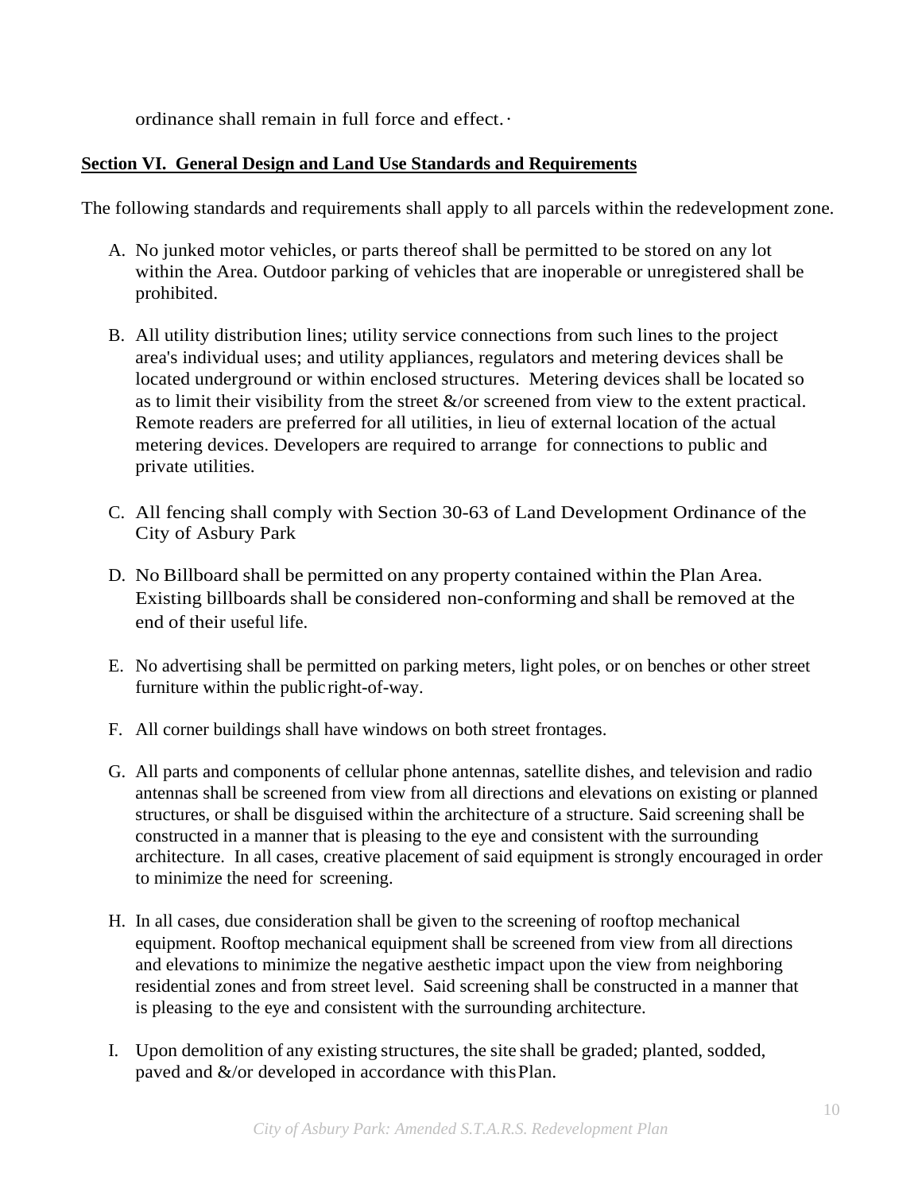ordinance shall remain in full force and effect.·

**Section VI. General Design and Land Use Standards and Requirements**

The following standards and requirements shall apply to all parcels within the redevelopment zone.

A. No junked motor vehicles, or parts thereof shall be permitted to be stored on any lot within the Area. Outdoor parking of vehicles that are inoperable or unregistered shall be prohibited.

B. All utility distribution lines; utility service connections from such lines to the project area's individual uses; and utility appliances, regulators and metering devices shall be located underground or within enclosed structures. Metering devices shall be located so as to limit their visibility from the street &/or screened from view to the extent practical. Remote readers are preferred for all utilities, in lieu of external location of the actual metering devices. Developers are required to arrange for connections to public and private utilities.

C. All fencing shall comply with Section 30-63 of Land Development Ordinance of the City of Asbury Park

D. No Billboard shall be permitted on any property contained within the Plan Area. Existing billboards shall be considered non-conforming and shall be removed at the end of their useful life.

E. No advertising shall be permitted on parking meters, light poles, or on benches or other street furniture within the public right-of-way.

F. All corner buildings shall have windows on both street frontages.

G. All parts and components of cellular phone antennas, satellite dishes, and television and radio antennas shall be screened from view from all directions and elevations on existing or planned structures, or shall be disguised within the architecture of a structure. Said screening shall be constructed in a manner that is pleasing to the eye and consistent with the surrounding architecture. In all cases, creative placement of said equipment is strongly encouraged in order to minimize the need for screening.

H. In all cases, due consideration shall be given to the screening of rooftop mechanical equipment. Rooftop mechanical equipment shall be screened from view from all directions and elevations to minimize the negative aesthetic impact upon the view from neighboring residential zones and from street level. Said screening shall be constructed in a manner that is pleasing to the eye and consistent with the surrounding architecture.

I. Upon demolition of any existing structures, the site shall be graded; planted, sodded, paved and &/or developed in accordance with this Plan.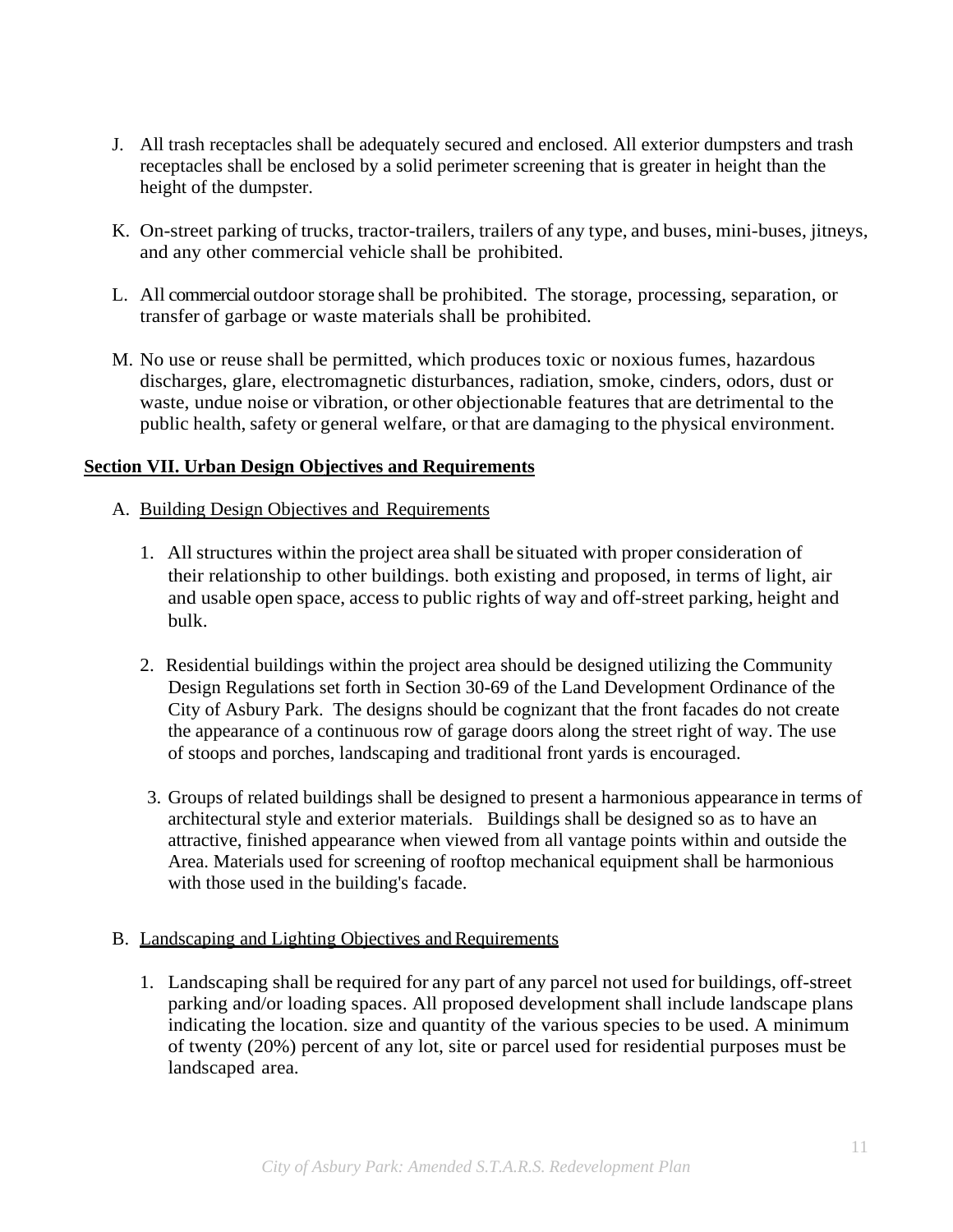J. All trash receptacles shall be adequately secured and enclosed. All exterior dumpsters and trash receptacles shall be enclosed by a solid perimeter screening that is greater in height than the height of the dumpster.

K. On-street parking of trucks, tractor-trailers, trailers of any type, and buses, mini-buses, jitneys, and any other commercial vehicle shall be prohibited.

L. All commercial outdoor storage shall be prohibited. The storage, processing, separation, or transfer of garbage or waste materials shall be prohibited.

M. No use or reuse shall be permitted, which produces toxic or noxious fumes, hazardous discharges, glare, electromagnetic disturbances, radiation, smoke, cinders, odors, dust or waste, undue noise or vibration, or other objectionable features that are detrimental to the public health, safety or general welfare, or that are damaging to the physical environment.

## Section VII. Urban Design Objectives and Requirements

A. Building Design Objectives and Requirements

1. All structures within the project area shall be situated with proper consideration of their relationship to other buildings. both existing and proposed, in terms of light, air and usable open space, access to public rights of way and off-street parking, height and bulk.

2. Residential buildings within the project area should be designed utilizing the Community Design Regulations set forth in Section 30-69 of the Land Development Ordinance of the City of Asbury Park. The designs should be cognizant that the front facades do not create the appearance of a continuous row of garage doors along the street right of way. The use of stoops and porches, landscaping and traditional front yards is encouraged.

3. Groups of related buildings shall be designed to present a harmonious appearance in terms of architectural style and exterior materials. Buildings shall be designed so as to have an attractive, finished appearance when viewed from all vantage points within and outside the Area. Materials used for screening of rooftop mechanical equipment shall be harmonious with those used in the building's facade.

B. Landscaping and Lighting Objectives and Requirements

1. Landscaping shall be required for any part of any parcel not used for buildings, off-street parking and/or loading spaces. All proposed development shall include landscape plans indicating the location. size and quantity of the various species to be used. A minimum of twenty (20%) percent of any lot, site or parcel used for residential purposes must be landscaped area.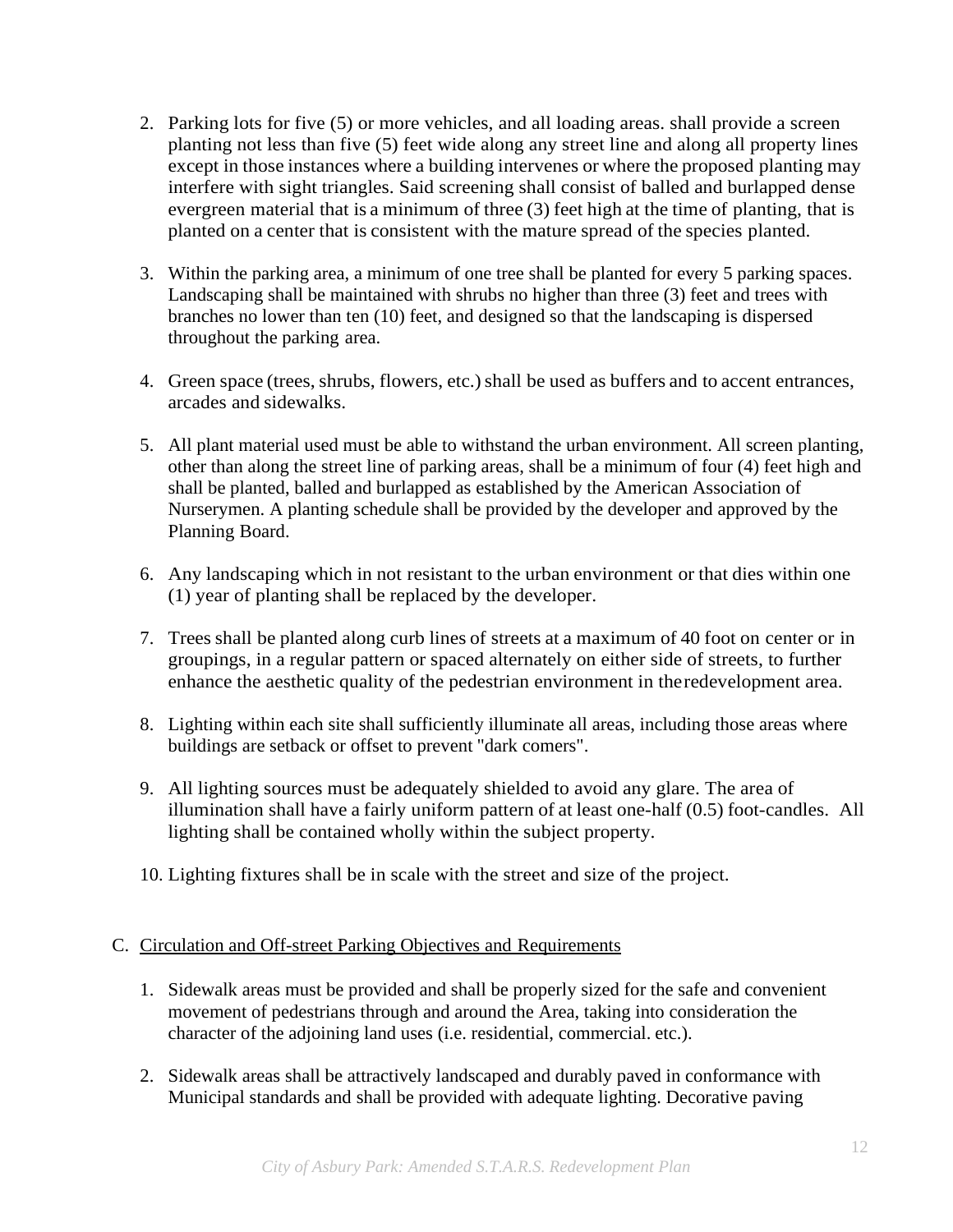2. Parking lots for five (5) or more vehicles, and all loading areas. shall provide a screen planting not less than five (5) feet wide along any street line and along all property lines except in those instances where a building intervenes or where the proposed planting may interfere with sight triangles. Said screening shall consist of balled and burlapped dense evergreen material that is a minimum of three (3) feet high at the time of planting, that is planted on a center that is consistent with the mature spread of the species planted.

3. Within the parking area, a minimum of one tree shall be planted for every 5 parking spaces. Landscaping shall be maintained with shrubs no higher than three (3) feet and trees with branches no lower than ten (10) feet, and designed so that the landscaping is dispersed throughout the parking area.

4. Green space (trees, shrubs, flowers, etc.) shall be used as buffers and to accent entrances, arcades and sidewalks.

5. All plant material used must be able to withstand the urban environment. All screen planting, other than along the street line of parking areas, shall be a minimum of four (4) feet high and shall be planted, balled and burlapped as established by the American Association of Nurserymen. A planting schedule shall be provided by the developer and approved by the Planning Board.

6. Any landscaping which in not resistant to the urban environment or that dies within one (1) year of planting shall be replaced by the developer.

7. Trees shall be planted along curb lines of streets at a maximum of 40 foot on center or in groupings, in a regular pattern or spaced alternately on either side of streets, to further enhance the aesthetic quality of the pedestrian environment in the redevelopment area.

8. Lighting within each site shall sufficiently illuminate all areas, including those areas where buildings are setback or offset to prevent "dark comers".

9. All lighting sources must be adequately shielded to avoid any glare. The area of illumination shall have a fairly uniform pattern of at least one-half (0.5) foot-candles. All lighting shall be contained wholly within the subject property.

10. Lighting fixtures shall be in scale with the street and size of the project.

C. Circulation and Off-street Parking Objectives and Requirements

1. Sidewalk areas must be provided and shall be properly sized for the safe and convenient movement of pedestrians through and around the Area, taking into consideration the character of the adjoining land uses (i.e. residential, commercial. etc.).

2. Sidewalk areas shall be attractively landscaped and durably paved in conformance with Municipal standards and shall be provided with adequate lighting. Decorative paving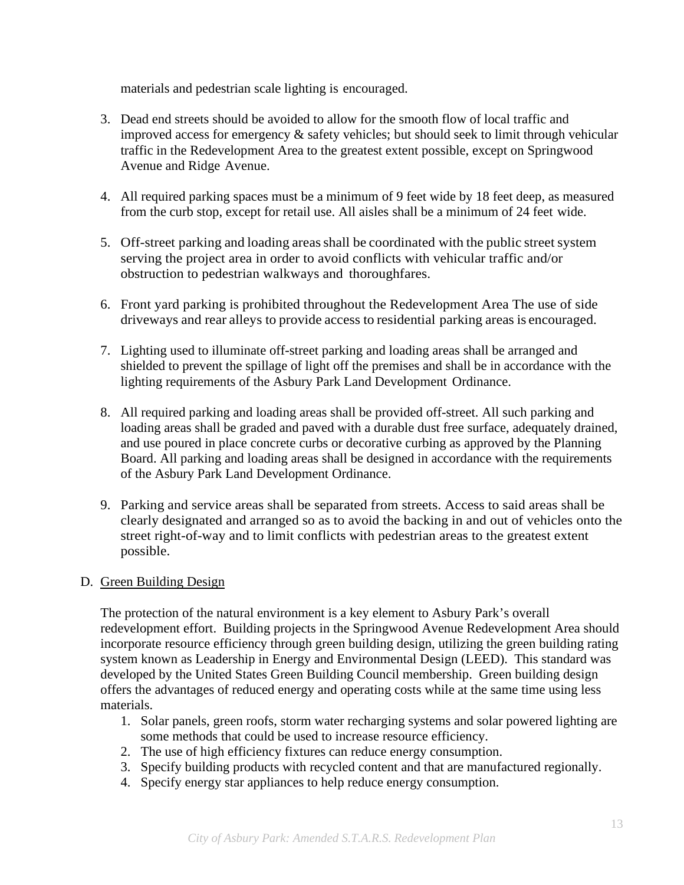materials and pedestrian scale lighting is encouraged.

3. Dead end streets should be avoided to allow for the smooth flow of local traffic and improved access for emergency & safety vehicles; but should seek to limit through vehicular traffic in the Redevelopment Area to the greatest extent possible, except on Springwood Avenue and Ridge Avenue.

4. All required parking spaces must be a minimum of 9 feet wide by 18 feet deep, as measured from the curb stop, except for retail use. All aisles shall be a minimum of 24 feet wide.

5. Off-street parking and loading areas shall be coordinated with the public street system serving the project area in order to avoid conflicts with vehicular traffic and/or obstruction to pedestrian walkways and thoroughfares.

6. Front yard parking is prohibited throughout the Redevelopment Area The use of side driveways and rear alleys to provide access to residential parking areas is encouraged.

7. Lighting used to illuminate off-street parking and loading areas shall be arranged and shielded to prevent the spillage of light off the premises and shall be in accordance with the lighting requirements of the Asbury Park Land Development Ordinance.

8. All required parking and loading areas shall be provided off-street. All such parking and loading areas shall be graded and paved with a durable dust free surface, adequately drained, and use poured in place concrete curbs or decorative curbing as approved by the Planning Board. All parking and loading areas shall be designed in accordance with the requirements of the Asbury Park Land Development Ordinance.

9. Parking and service areas shall be separated from streets. Access to said areas shall be clearly designated and arranged so as to avoid the backing in and out of vehicles onto the street right-of-way and to limit conflicts with pedestrian areas to the greatest extent possible.

D. Green Building Design

The protection of the natural environment is a key element to Asbury Park's overall redevelopment effort. Building projects in the Springwood Avenue Redevelopment Area should incorporate resource efficiency through green building design, utilizing the green building rating system known as Leadership in Energy and Environmental Design (LEED). This standard was developed by the United States Green Building Council membership. Green building design offers the advantages of reduced energy and operating costs while at the same time using less materials.

1. Solar panels, green roofs, storm water recharging systems and solar powered lighting are some methods that could be used to increase resource efficiency.
2. The use of high efficiency fixtures can reduce energy consumption.
3. Specify building products with recycled content and that are manufactured regionally.
4. Specify energy star appliances to help reduce energy consumption.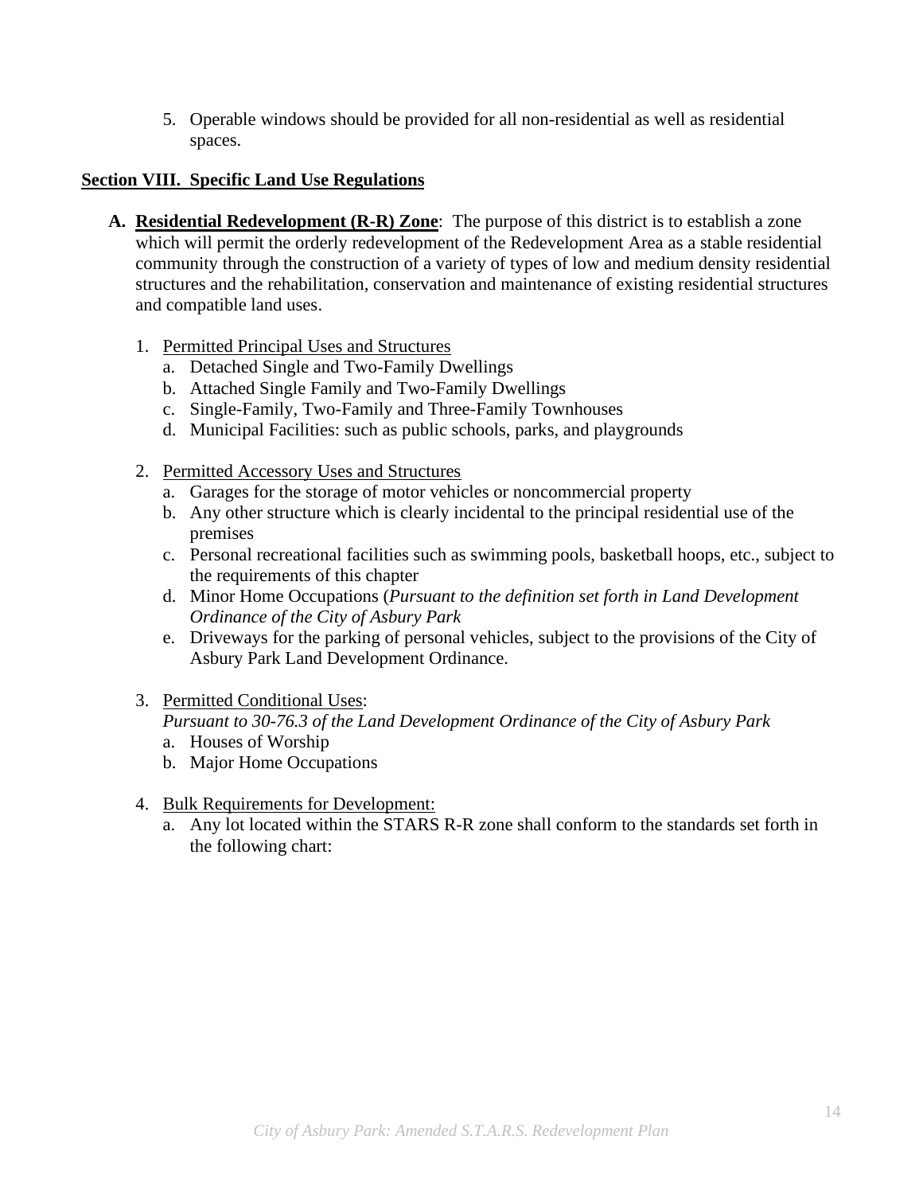5. Operable windows should be provided for all non-residential as well as residential spaces.

## Section VIII. Specific Land Use Regulations

**A. Residential Redevelopment (R-R) Zone**: The purpose of this district is to establish a zone which will permit the orderly redevelopment of the Redevelopment Area as a stable residential community through the construction of a variety of types of low and medium density residential structures and the rehabilitation, conservation and maintenance of existing residential structures and compatible land uses.

1. Permitted Principal Uses and Structures
   a. Detached Single and Two-Family Dwellings
   b. Attached Single Family and Two-Family Dwellings
   c. Single-Family, Two-Family and Three-Family Townhouses
   d. Municipal Facilities: such as public schools, parks, and playgrounds

2. Permitted Accessory Uses and Structures
   a. Garages for the storage of motor vehicles or noncommercial property
   b. Any other structure which is clearly incidental to the principal residential use of the premises
   c. Personal recreational facilities such as swimming pools, basketball hoops, etc., subject to the requirements of this chapter
   d. Minor Home Occupations (*Pursuant to the definition set forth in Land Development Ordinance of the City of Asbury Park*
   e. Driveways for the parking of personal vehicles, subject to the provisions of the City of Asbury Park Land Development Ordinance.

3. Permitted Conditional Uses:
   *Pursuant to 30-76.3 of the Land Development Ordinance of the City of Asbury Park*
   a. Houses of Worship
   b. Major Home Occupations

4. Bulk Requirements for Development:
   a. Any lot located within the STARS R-R zone shall conform to the standards set forth in the following chart: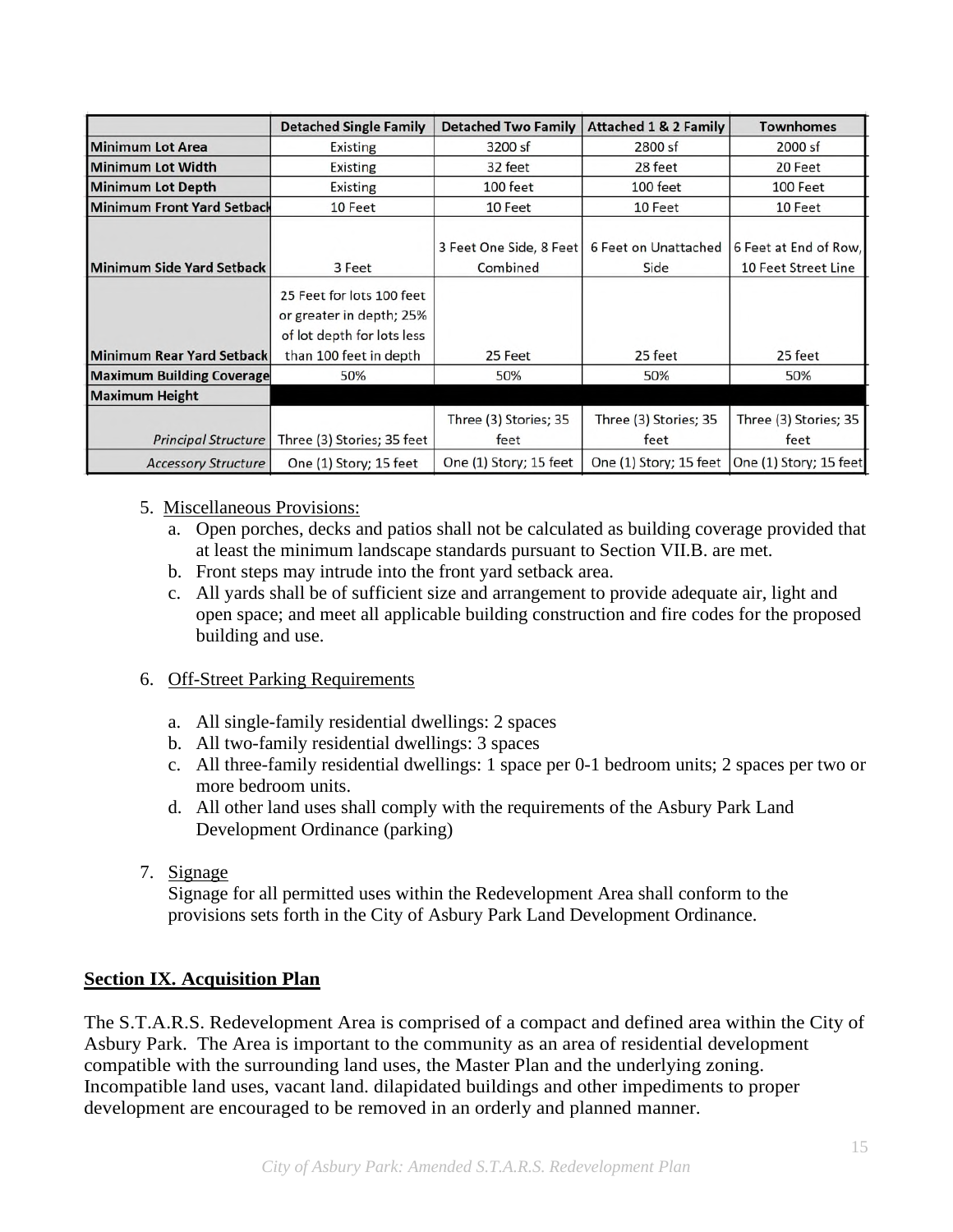| | Detached Single Family | Detached Two Family | Attached 1 & 2 Family | Townhomes |
|---|---|---|---|---|
| **Minimum Lot Area** | Existing | 3200 sf | 2800 sf | 2000 sf |
| **Minimum Lot Width** | Existing | 32 feet | 28 feet | 20 Feet |
| **Minimum Lot Depth** | Existing | 100 feet | 100 feet | 100 Feet |
| **Minimum Front Yard Setback** | 10 Feet | 10 Feet | 10 Feet | 10 Feet |
| **Minimum Side Yard Setback** | 3 Feet | 3 Feet One Side, 8 Feet Combined | 6 Feet on Unattached Side | 6 Feet at End of Row, 10 Feet Street Line |
| **Minimum Rear Yard Setback** | 25 Feet for lots 100 feet or greater in depth; 25% of lot depth for lots less than 100 feet in depth | 25 Feet | 25 feet | 25 feet |
| **Maximum Building Coverage** | 50% | 50% | 50% | 50% |
| **Maximum Height** | | | | |
| *Principal Structure* | Three (3) Stories; 35 feet | Three (3) Stories; 35 feet | Three (3) Stories; 35 feet | Three (3) Stories; 35 feet |
| *Accessory Structure* | One (1) Story; 15 feet | One (1) Story; 15 feet | One (1) Story; 15 feet | One (1) Story; 15 feet |

5. Miscellaneous Provisions:
   a. Open porches, decks and patios shall not be calculated as building coverage provided that at least the minimum landscape standards pursuant to Section VII.B. are met.
   b. Front steps may intrude into the front yard setback area.
   c. All yards shall be of sufficient size and arrangement to provide adequate air, light and open space; and meet all applicable building construction and fire codes for the proposed building and use.

6. Off-Street Parking Requirements

   a. All single-family residential dwellings: 2 spaces
   b. All two-family residential dwellings: 3 spaces
   c. All three-family residential dwellings: 1 space per 0-1 bedroom units; 2 spaces per two or more bedroom units.
   d. All other land uses shall comply with the requirements of the Asbury Park Land Development Ordinance (parking)

7. Signage
   Signage for all permitted uses within the Redevelopment Area shall conform to the provisions sets forth in the City of Asbury Park Land Development Ordinance.

## Section IX. Acquisition Plan

The S.T.A.R.S. Redevelopment Area is comprised of a compact and defined area within the City of Asbury Park. The Area is important to the community as an area of residential development compatible with the surrounding land uses, the Master Plan and the underlying zoning. Incompatible land uses, vacant land. dilapidated buildings and other impediments to proper development are encouraged to be removed in an orderly and planned manner.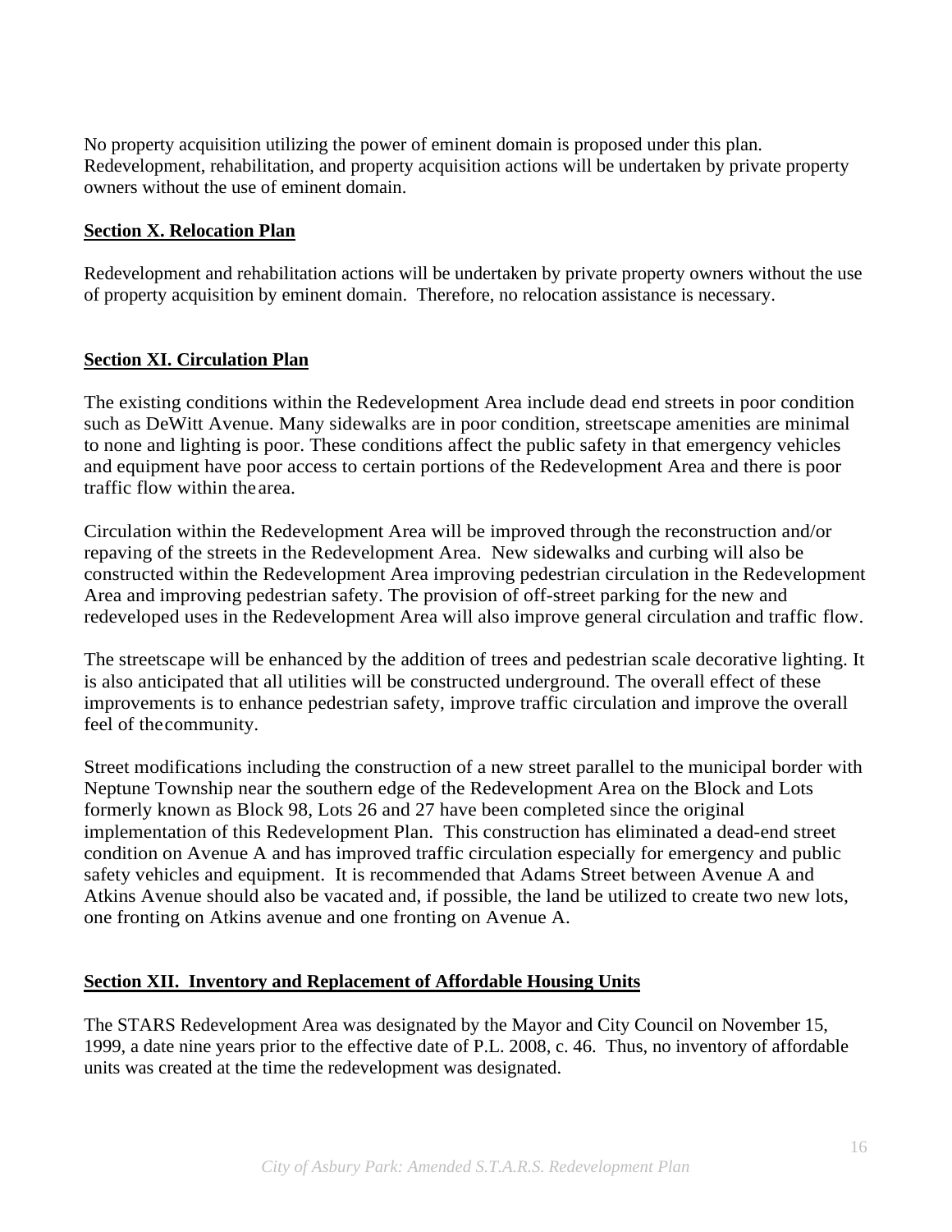No property acquisition utilizing the power of eminent domain is proposed under this plan. Redevelopment, rehabilitation, and property acquisition actions will be undertaken by private property owners without the use of eminent domain.

## **Section X. Relocation Plan**

Redevelopment and rehabilitation actions will be undertaken by private property owners without the use of property acquisition by eminent domain. Therefore, no relocation assistance is necessary.

## **Section XI. Circulation Plan**

The existing conditions within the Redevelopment Area include dead end streets in poor condition such as DeWitt Avenue. Many sidewalks are in poor condition, streetscape amenities are minimal to none and lighting is poor. These conditions affect the public safety in that emergency vehicles and equipment have poor access to certain portions of the Redevelopment Area and there is poor traffic flow within the area.

Circulation within the Redevelopment Area will be improved through the reconstruction and/or repaving of the streets in the Redevelopment Area. New sidewalks and curbing will also be constructed within the Redevelopment Area improving pedestrian circulation in the Redevelopment Area and improving pedestrian safety. The provision of off-street parking for the new and redeveloped uses in the Redevelopment Area will also improve general circulation and traffic flow.

The streetscape will be enhanced by the addition of trees and pedestrian scale decorative lighting. It is also anticipated that all utilities will be constructed underground. The overall effect of these improvements is to enhance pedestrian safety, improve traffic circulation and improve the overall feel of the community.

Street modifications including the construction of a new street parallel to the municipal border with Neptune Township near the southern edge of the Redevelopment Area on the Block and Lots formerly known as Block 98, Lots 26 and 27 have been completed since the original implementation of this Redevelopment Plan. This construction has eliminated a dead-end street condition on Avenue A and has improved traffic circulation especially for emergency and public safety vehicles and equipment. It is recommended that Adams Street between Avenue A and Atkins Avenue should also be vacated and, if possible, the land be utilized to create two new lots, one fronting on Atkins avenue and one fronting on Avenue A.

## **Section XII. Inventory and Replacement of Affordable Housing Units**

The STARS Redevelopment Area was designated by the Mayor and City Council on November 15, 1999, a date nine years prior to the effective date of P.L. 2008, c. 46. Thus, no inventory of affordable units was created at the time the redevelopment was designated.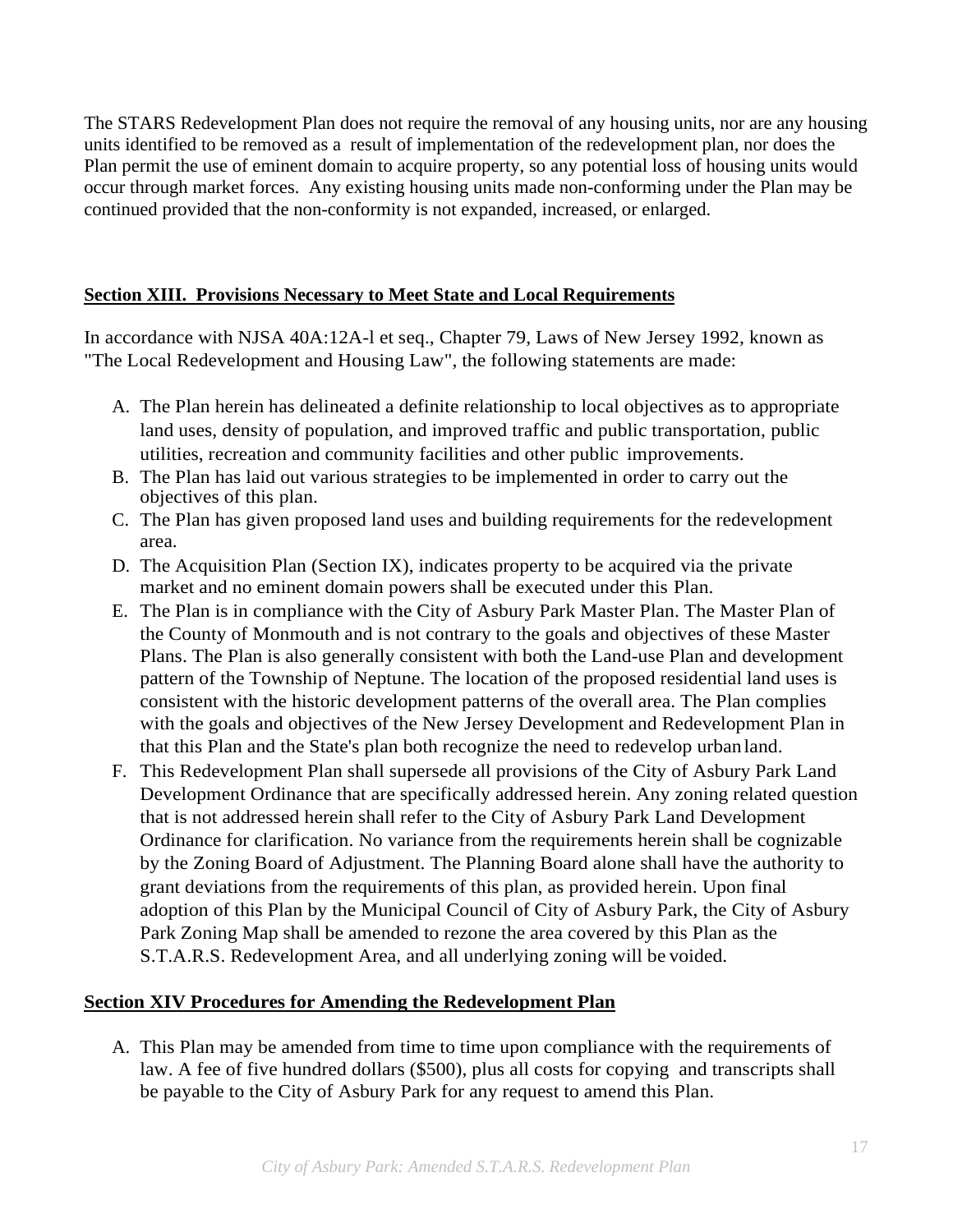The STARS Redevelopment Plan does not require the removal of any housing units, nor are any housing units identified to be removed as a result of implementation of the redevelopment plan, nor does the Plan permit the use of eminent domain to acquire property, so any potential loss of housing units would occur through market forces. Any existing housing units made non-conforming under the Plan may be continued provided that the non-conformity is not expanded, increased, or enlarged.

## Section XIII. Provisions Necessary to Meet State and Local Requirements

In accordance with NJSA 40A:12A-l et seq., Chapter 79, Laws of New Jersey 1992, known as "The Local Redevelopment and Housing Law", the following statements are made:

A. The Plan herein has delineated a definite relationship to local objectives as to appropriate land uses, density of population, and improved traffic and public transportation, public utilities, recreation and community facilities and other public improvements.
B. The Plan has laid out various strategies to be implemented in order to carry out the objectives of this plan.
C. The Plan has given proposed land uses and building requirements for the redevelopment area.
D. The Acquisition Plan (Section IX), indicates property to be acquired via the private market and no eminent domain powers shall be executed under this Plan.
E. The Plan is in compliance with the City of Asbury Park Master Plan. The Master Plan of the County of Monmouth and is not contrary to the goals and objectives of these Master Plans. The Plan is also generally consistent with both the Land-use Plan and development pattern of the Township of Neptune. The location of the proposed residential land uses is consistent with the historic development patterns of the overall area. The Plan complies with the goals and objectives of the New Jersey Development and Redevelopment Plan in that this Plan and the State's plan both recognize the need to redevelop urban land.
F. This Redevelopment Plan shall supersede all provisions of the City of Asbury Park Land Development Ordinance that are specifically addressed herein. Any zoning related question that is not addressed herein shall refer to the City of Asbury Park Land Development Ordinance for clarification. No variance from the requirements herein shall be cognizable by the Zoning Board of Adjustment. The Planning Board alone shall have the authority to grant deviations from the requirements of this plan, as provided herein. Upon final adoption of this Plan by the Municipal Council of City of Asbury Park, the City of Asbury Park Zoning Map shall be amended to rezone the area covered by this Plan as the S.T.A.R.S. Redevelopment Area, and all underlying zoning will be voided.

## Section XIV Procedures for Amending the Redevelopment Plan

A. This Plan may be amended from time to time upon compliance with the requirements of law. A fee of five hundred dollars ($500), plus all costs for copying and transcripts shall be payable to the City of Asbury Park for any request to amend this Plan.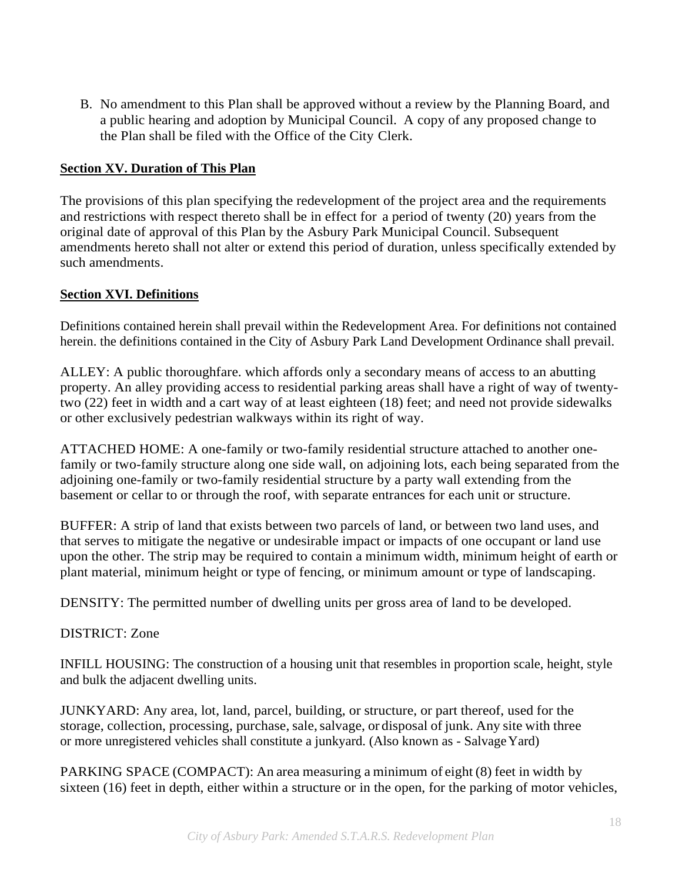B. No amendment to this Plan shall be approved without a review by the Planning Board, and a public hearing and adoption by Municipal Council. A copy of any proposed change to the Plan shall be filed with the Office of the City Clerk.

**Section XV. Duration of This Plan**

The provisions of this plan specifying the redevelopment of the project area and the requirements and restrictions with respect thereto shall be in effect for a period of twenty (20) years from the original date of approval of this Plan by the Asbury Park Municipal Council. Subsequent amendments hereto shall not alter or extend this period of duration, unless specifically extended by such amendments.

**Section XVI. Definitions**

Definitions contained herein shall prevail within the Redevelopment Area. For definitions not contained herein. the definitions contained in the City of Asbury Park Land Development Ordinance shall prevail.

ALLEY: A public thoroughfare. which affords only a secondary means of access to an abutting property. An alley providing access to residential parking areas shall have a right of way of twenty-two (22) feet in width and a cart way of at least eighteen (18) feet; and need not provide sidewalks or other exclusively pedestrian walkways within its right of way.

ATTACHED HOME: A one-family or two-family residential structure attached to another one-family or two-family structure along one side wall, on adjoining lots, each being separated from the adjoining one-family or two-family residential structure by a party wall extending from the basement or cellar to or through the roof, with separate entrances for each unit or structure.

BUFFER: A strip of land that exists between two parcels of land, or between two land uses, and that serves to mitigate the negative or undesirable impact or impacts of one occupant or land use upon the other. The strip may be required to contain a minimum width, minimum height of earth or plant material, minimum height or type of fencing, or minimum amount or type of landscaping.

DENSITY: The permitted number of dwelling units per gross area of land to be developed.

DISTRICT: Zone

INFILL HOUSING: The construction of a housing unit that resembles in proportion scale, height, style and bulk the adjacent dwelling units.

JUNKYARD: Any area, lot, land, parcel, building, or structure, or part thereof, used for the storage, collection, processing, purchase, sale, salvage, or disposal of junk. Any site with three or more unregistered vehicles shall constitute a junkyard. (Also known as - Salvage Yard)

PARKING SPACE (COMPACT): An area measuring a minimum of eight (8) feet in width by sixteen (16) feet in depth, either within a structure or in the open, for the parking of motor vehicles,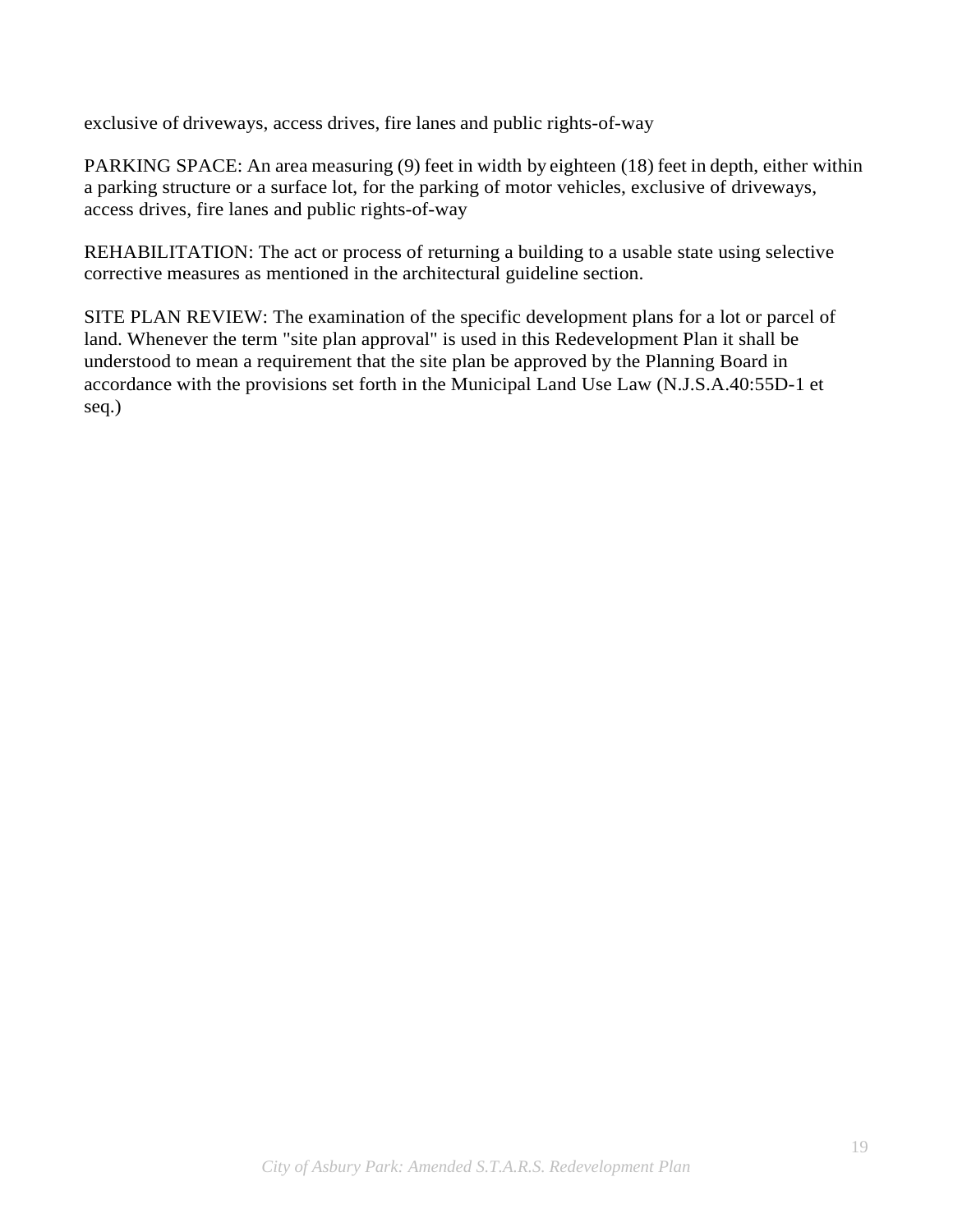exclusive of driveways, access drives, fire lanes and public rights-of-way

PARKING SPACE: An area measuring (9) feet in width by eighteen (18) feet in depth, either within a parking structure or a surface lot, for the parking of motor vehicles, exclusive of driveways, access drives, fire lanes and public rights-of-way

REHABILITATION: The act or process of returning a building to a usable state using selective corrective measures as mentioned in the architectural guideline section.

SITE PLAN REVIEW: The examination of the specific development plans for a lot or parcel of land. Whenever the term "site plan approval" is used in this Redevelopment Plan it shall be understood to mean a requirement that the site plan be approved by the Planning Board in accordance with the provisions set forth in the Municipal Land Use Law (N.J.S.A.40:55D-1 et seq.)